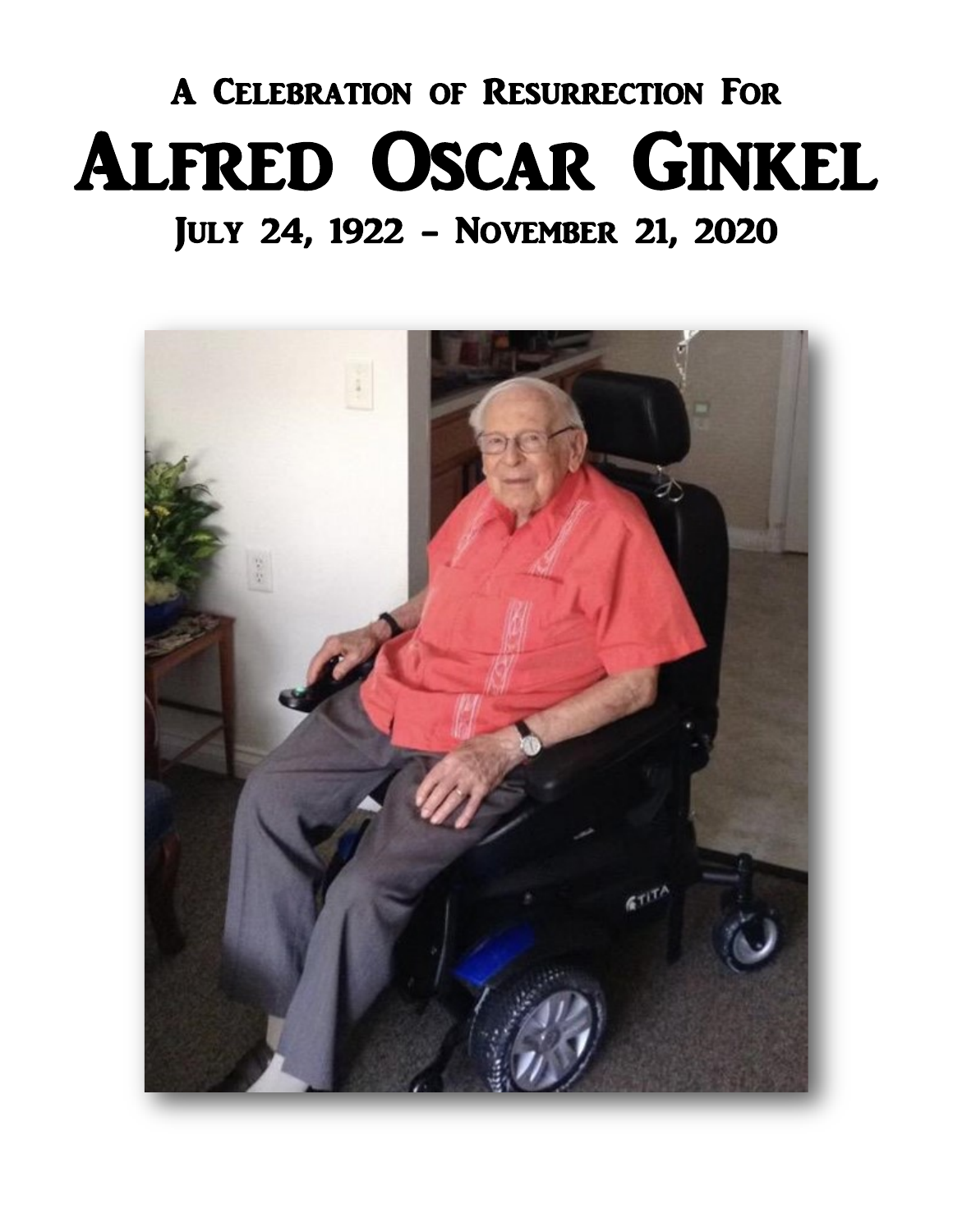### A Celebration of Resurrection For

# Alfred Oscar Ginkel

### July 24, 1922 – November 21, 2020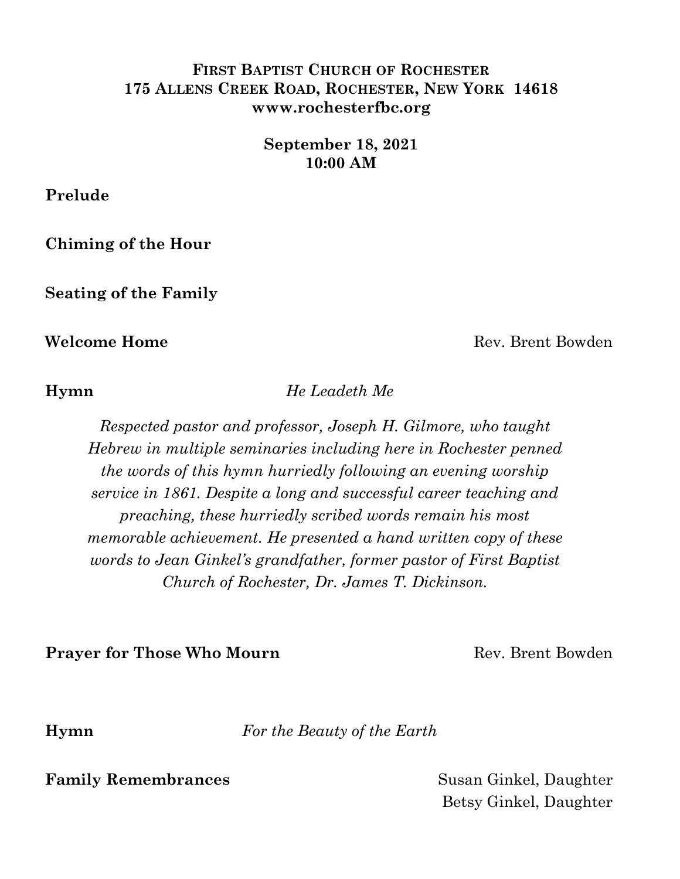**FIRST BAPTIST CHURCH OF ROCHESTER**
**175 ALLENS CREEK ROAD, ROCHESTER, NEW YORK 14618**
**www.rochesterfbc.org**

**September 18, 2021**
**10:00 AM**

**Prelude**

**Chiming of the Hour**

**Seating of the Family**

**Welcome Home** — Rev. Brent Bowden

**Hymn** — *He Leadeth Me*

*Respected pastor and professor, Joseph H. Gilmore, who taught Hebrew in multiple seminaries including here in Rochester penned the words of this hymn hurriedly following an evening worship service in 1861. Despite a long and successful career teaching and preaching, these hurriedly scribed words remain his most memorable achievement. He presented a hand written copy of these words to Jean Ginkel's grandfather, former pastor of First Baptist Church of Rochester, Dr. James T. Dickinson.*

**Prayer for Those Who Mourn** — Rev. Brent Bowden

**Hymn** — *For the Beauty of the Earth*

**Family Remembrances** — Susan Ginkel, Daughter
Betsy Ginkel, Daughter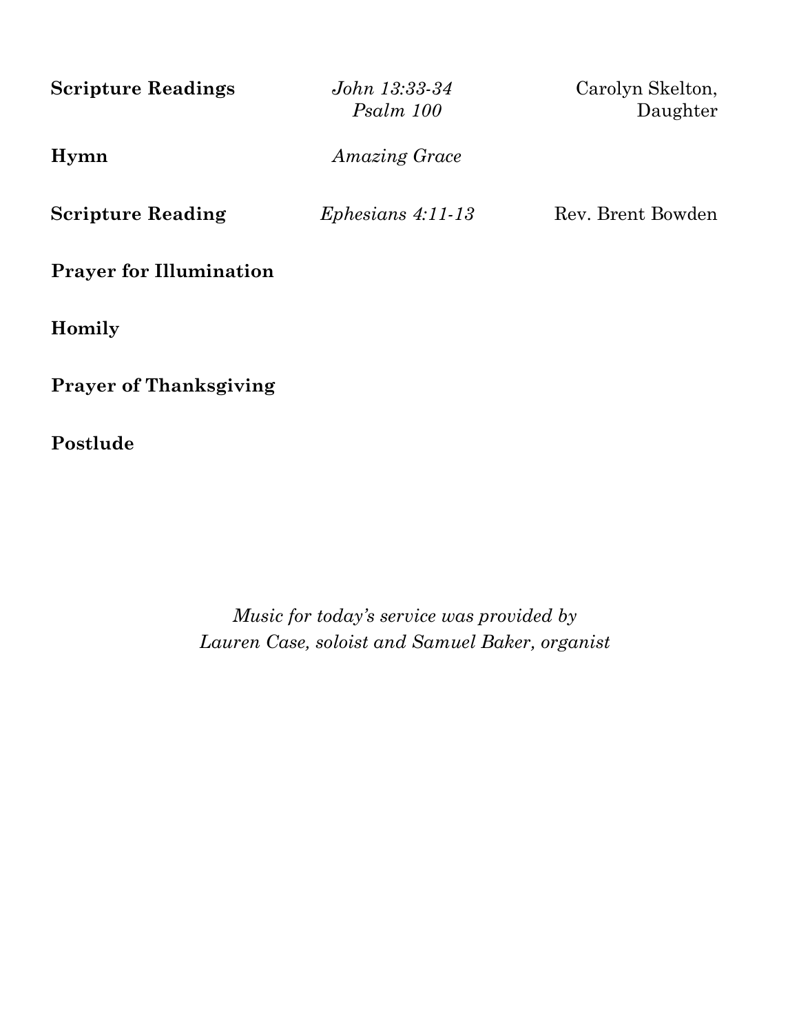| | | |
|---|---|---|
| **Scripture Readings** | *John 13:33-34*<br>*Psalm 100* | Carolyn Skelton,<br>Daughter |
| **Hymn** | *Amazing Grace* | |
| **Scripture Reading** | *Ephesians 4:11-13* | Rev. Brent Bowden |
| **Prayer for Illumination** | | |
| **Homily** | | |
| **Prayer of Thanksgiving** | | |
| **Postlude** | | |

*Music for today's service was provided by*
*Lauren Case, soloist and Samuel Baker, organist*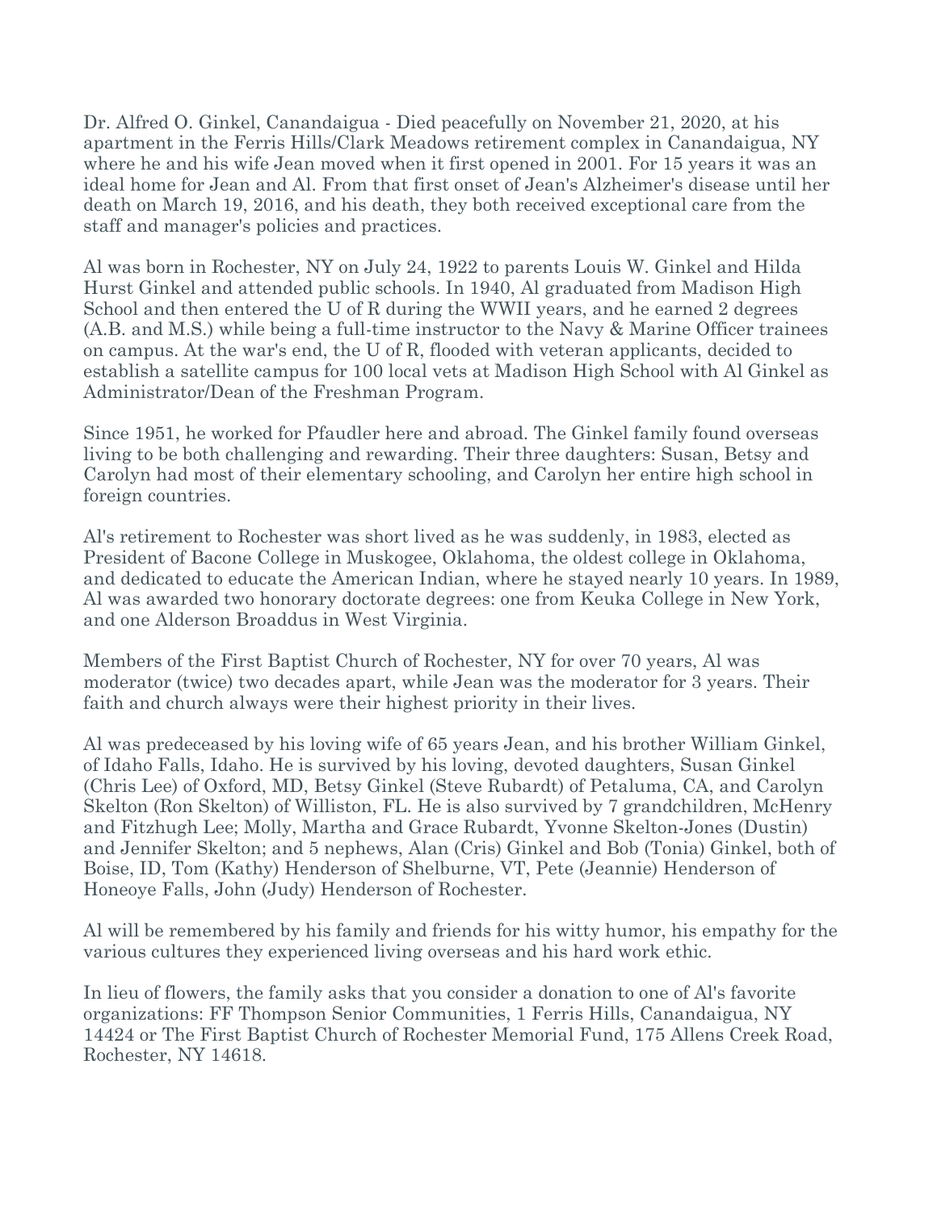Dr. Alfred O. Ginkel, Canandaigua - Died peacefully on November 21, 2020, at his apartment in the Ferris Hills/Clark Meadows retirement complex in Canandaigua, NY where he and his wife Jean moved when it first opened in 2001. For 15 years it was an ideal home for Jean and Al. From that first onset of Jean's Alzheimer's disease until her death on March 19, 2016, and his death, they both received exceptional care from the staff and manager's policies and practices.

Al was born in Rochester, NY on July 24, 1922 to parents Louis W. Ginkel and Hilda Hurst Ginkel and attended public schools. In 1940, Al graduated from Madison High School and then entered the U of R during the WWII years, and he earned 2 degrees (A.B. and M.S.) while being a full-time instructor to the Navy & Marine Officer trainees on campus. At the war's end, the U of R, flooded with veteran applicants, decided to establish a satellite campus for 100 local vets at Madison High School with Al Ginkel as Administrator/Dean of the Freshman Program.

Since 1951, he worked for Pfaudler here and abroad. The Ginkel family found overseas living to be both challenging and rewarding. Their three daughters: Susan, Betsy and Carolyn had most of their elementary schooling, and Carolyn her entire high school in foreign countries.

Al's retirement to Rochester was short lived as he was suddenly, in 1983, elected as President of Bacone College in Muskogee, Oklahoma, the oldest college in Oklahoma, and dedicated to educate the American Indian, where he stayed nearly 10 years. In 1989, Al was awarded two honorary doctorate degrees: one from Keuka College in New York, and one Alderson Broaddus in West Virginia.

Members of the First Baptist Church of Rochester, NY for over 70 years, Al was moderator (twice) two decades apart, while Jean was the moderator for 3 years. Their faith and church always were their highest priority in their lives.

Al was predeceased by his loving wife of 65 years Jean, and his brother William Ginkel, of Idaho Falls, Idaho. He is survived by his loving, devoted daughters, Susan Ginkel (Chris Lee) of Oxford, MD, Betsy Ginkel (Steve Rubardt) of Petaluma, CA, and Carolyn Skelton (Ron Skelton) of Williston, FL. He is also survived by 7 grandchildren, McHenry and Fitzhugh Lee; Molly, Martha and Grace Rubardt, Yvonne Skelton-Jones (Dustin) and Jennifer Skelton; and 5 nephews, Alan (Cris) Ginkel and Bob (Tonia) Ginkel, both of Boise, ID, Tom (Kathy) Henderson of Shelburne, VT, Pete (Jeannie) Henderson of Honeoye Falls, John (Judy) Henderson of Rochester.

Al will be remembered by his family and friends for his witty humor, his empathy for the various cultures they experienced living overseas and his hard work ethic.

In lieu of flowers, the family asks that you consider a donation to one of Al's favorite organizations: FF Thompson Senior Communities, 1 Ferris Hills, Canandaigua, NY 14424 or The First Baptist Church of Rochester Memorial Fund, 175 Allens Creek Road, Rochester, NY 14618.